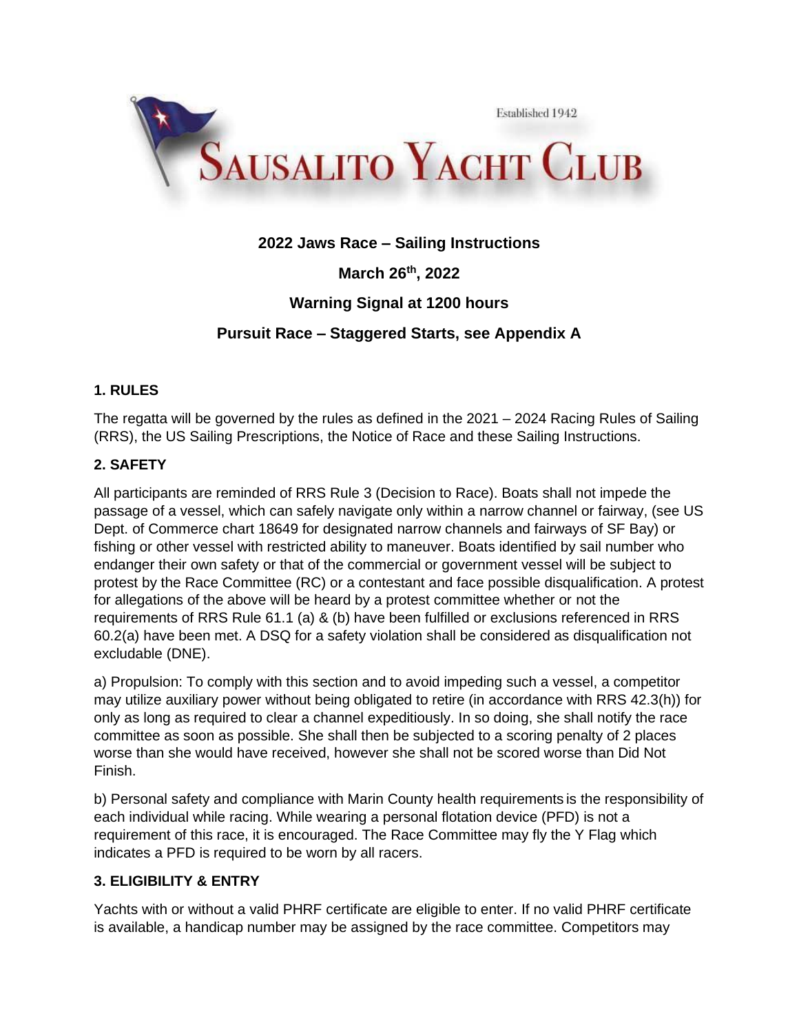Established 1942

SAUSALITO YACHT CLUB

**2022 Jaws Race – Sailing Instructions**

**March 26th, 2022**

**Warning Signal at 1200 hours**

**Pursuit Race – Staggered Starts, see Appendix A**

### 1. RULES

The regatta will be governed by the rules as defined in the 2021 – 2024 Racing Rules of Sailing (RRS), the US Sailing Prescriptions, the Notice of Race and these Sailing Instructions.

### 2. SAFETY

All participants are reminded of RRS Rule 3 (Decision to Race). Boats shall not impede the passage of a vessel, which can safely navigate only within a narrow channel or fairway, (see US Dept. of Commerce chart 18649 for designated narrow channels and fairways of SF Bay) or fishing or other vessel with restricted ability to maneuver. Boats identified by sail number who endanger their own safety or that of the commercial or government vessel will be subject to protest by the Race Committee (RC) or a contestant and face possible disqualification. A protest for allegations of the above will be heard by a protest committee whether or not the requirements of RRS Rule 61.1 (a) & (b) have been fulfilled or exclusions referenced in RRS 60.2(a) have been met. A DSQ for a safety violation shall be considered as disqualification not excludable (DNE).

a) Propulsion: To comply with this section and to avoid impeding such a vessel, a competitor may utilize auxiliary power without being obligated to retire (in accordance with RRS 42.3(h)) for only as long as required to clear a channel expeditiously. In so doing, she shall notify the race committee as soon as possible. She shall then be subjected to a scoring penalty of 2 places worse than she would have received, however she shall not be scored worse than Did Not Finish.

b) Personal safety and compliance with Marin County health requirements is the responsibility of each individual while racing. While wearing a personal flotation device (PFD) is not a requirement of this race, it is encouraged. The Race Committee may fly the Y Flag which indicates a PFD is required to be worn by all racers.

### 3. ELIGIBILITY & ENTRY

Yachts with or without a valid PHRF certificate are eligible to enter. If no valid PHRF certificate is available, a handicap number may be assigned by the race committee. Competitors may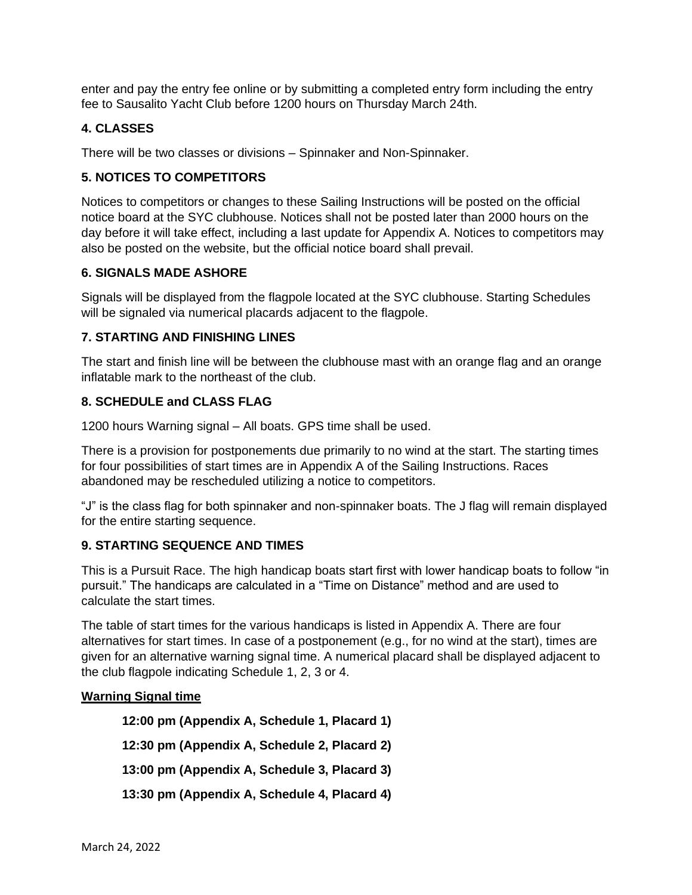enter and pay the entry fee online or by submitting a completed entry form including the entry fee to Sausalito Yacht Club before 1200 hours on Thursday March 24th.

### 4. CLASSES

There will be two classes or divisions – Spinnaker and Non-Spinnaker.

### 5. NOTICES TO COMPETITORS

Notices to competitors or changes to these Sailing Instructions will be posted on the official notice board at the SYC clubhouse. Notices shall not be posted later than 2000 hours on the day before it will take effect, including a last update for Appendix A. Notices to competitors may also be posted on the website, but the official notice board shall prevail.

### 6. SIGNALS MADE ASHORE

Signals will be displayed from the flagpole located at the SYC clubhouse. Starting Schedules will be signaled via numerical placards adjacent to the flagpole.

### 7. STARTING AND FINISHING LINES

The start and finish line will be between the clubhouse mast with an orange flag and an orange inflatable mark to the northeast of the club.

### 8. SCHEDULE and CLASS FLAG

1200 hours Warning signal – All boats. GPS time shall be used.

There is a provision for postponements due primarily to no wind at the start. The starting times for four possibilities of start times are in Appendix A of the Sailing Instructions. Races abandoned may be rescheduled utilizing a notice to competitors.

"J" is the class flag for both spinnaker and non-spinnaker boats. The J flag will remain displayed for the entire starting sequence.

### 9. STARTING SEQUENCE AND TIMES

This is a Pursuit Race. The high handicap boats start first with lower handicap boats to follow "in pursuit." The handicaps are calculated in a "Time on Distance" method and are used to calculate the start times.

The table of start times for the various handicaps is listed in Appendix A. There are four alternatives for start times. In case of a postponement (e.g., for no wind at the start), times are given for an alternative warning signal time. A numerical placard shall be displayed adjacent to the club flagpole indicating Schedule 1, 2, 3 or 4.

**Warning Signal time**

**12:00 pm (Appendix A, Schedule 1, Placard 1)**

**12:30 pm (Appendix A, Schedule 2, Placard 2)**

**13:00 pm (Appendix A, Schedule 3, Placard 3)**

**13:30 pm (Appendix A, Schedule 4, Placard 4)**

March 24, 2022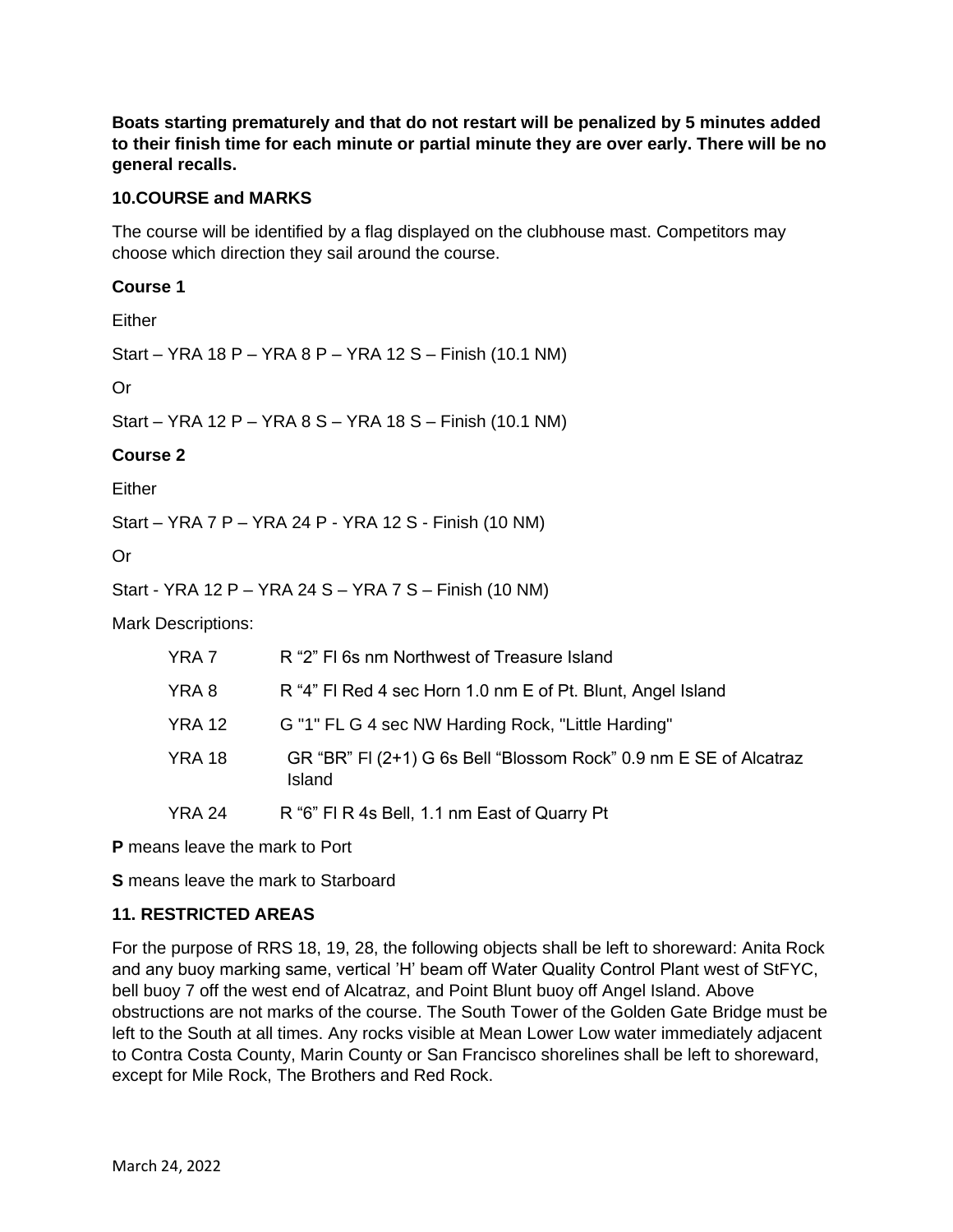**Boats starting prematurely and that do not restart will be penalized by 5 minutes added to their finish time for each minute or partial minute they are over early. There will be no general recalls.**

### 10.COURSE and MARKS

The course will be identified by a flag displayed on the clubhouse mast. Competitors may choose which direction they sail around the course.

**Course 1**

Either

Start – YRA 18 P – YRA 8 P – YRA 12 S – Finish (10.1 NM)

Or

Start – YRA 12 P – YRA 8 S – YRA 18 S – Finish (10.1 NM)

**Course 2**

Either

Start – YRA 7 P – YRA 24 P - YRA 12 S - Finish (10 NM)

Or

Start - YRA 12 P – YRA 24 S – YRA 7 S – Finish (10 NM)

Mark Descriptions:

| | |
|---|---|
| YRA 7 | R "2" Fl 6s nm Northwest of Treasure Island |
| YRA 8 | R "4" Fl Red 4 sec Horn 1.0 nm E of Pt. Blunt, Angel Island |
| YRA 12 | G "1" FL G 4 sec NW Harding Rock, "Little Harding" |
| YRA 18 | GR "BR" Fl (2+1) G 6s Bell "Blossom Rock" 0.9 nm E SE of Alcatraz Island |
| YRA 24 | R "6" Fl R 4s Bell, 1.1 nm East of Quarry Pt |

**P** means leave the mark to Port

**S** means leave the mark to Starboard

### 11. RESTRICTED AREAS

For the purpose of RRS 18, 19, 28, the following objects shall be left to shoreward: Anita Rock and any buoy marking same, vertical 'H' beam off Water Quality Control Plant west of StFYC, bell buoy 7 off the west end of Alcatraz, and Point Blunt buoy off Angel Island. Above obstructions are not marks of the course. The South Tower of the Golden Gate Bridge must be left to the South at all times. Any rocks visible at Mean Lower Low water immediately adjacent to Contra Costa County, Marin County or San Francisco shorelines shall be left to shoreward, except for Mile Rock, The Brothers and Red Rock.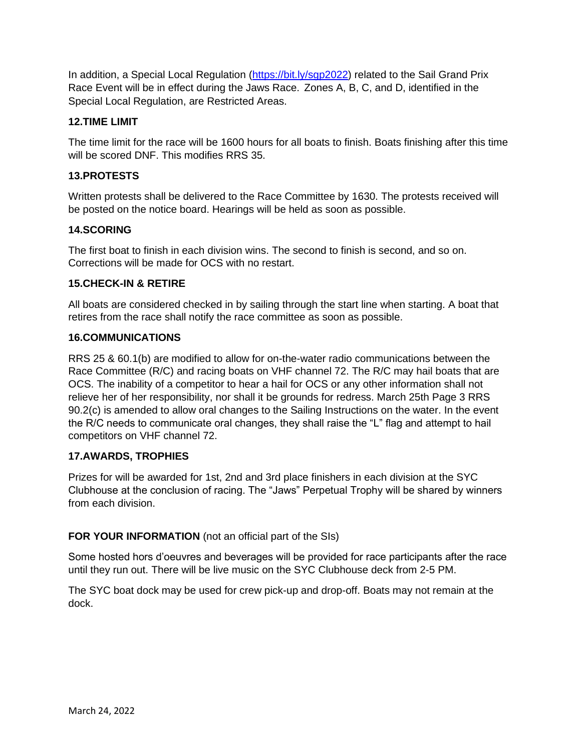In addition, a Special Local Regulation (https://bit.ly/sgp2022) related to the Sail Grand Prix Race Event will be in effect during the Jaws Race. Zones A, B, C, and D, identified in the Special Local Regulation, are Restricted Areas.

**12.TIME LIMIT**

The time limit for the race will be 1600 hours for all boats to finish. Boats finishing after this time will be scored DNF. This modifies RRS 35.

**13.PROTESTS**

Written protests shall be delivered to the Race Committee by 1630. The protests received will be posted on the notice board. Hearings will be held as soon as possible.

**14.SCORING**

The first boat to finish in each division wins. The second to finish is second, and so on. Corrections will be made for OCS with no restart.

**15.CHECK-IN & RETIRE**

All boats are considered checked in by sailing through the start line when starting. A boat that retires from the race shall notify the race committee as soon as possible.

**16.COMMUNICATIONS**

RRS 25 & 60.1(b) are modified to allow for on-the-water radio communications between the Race Committee (R/C) and racing boats on VHF channel 72. The R/C may hail boats that are OCS. The inability of a competitor to hear a hail for OCS or any other information shall not relieve her of her responsibility, nor shall it be grounds for redress. March 25th Page 3 RRS 90.2(c) is amended to allow oral changes to the Sailing Instructions on the water. In the event the R/C needs to communicate oral changes, they shall raise the "L" flag and attempt to hail competitors on VHF channel 72.

**17.AWARDS, TROPHIES**

Prizes for will be awarded for 1st, 2nd and 3rd place finishers in each division at the SYC Clubhouse at the conclusion of racing. The "Jaws" Perpetual Trophy will be shared by winners from each division.

**FOR YOUR INFORMATION** (not an official part of the SIs)

Some hosted hors d'oeuvres and beverages will be provided for race participants after the race until they run out. There will be live music on the SYC Clubhouse deck from 2-5 PM.

The SYC boat dock may be used for crew pick-up and drop-off. Boats may not remain at the dock.

March 24, 2022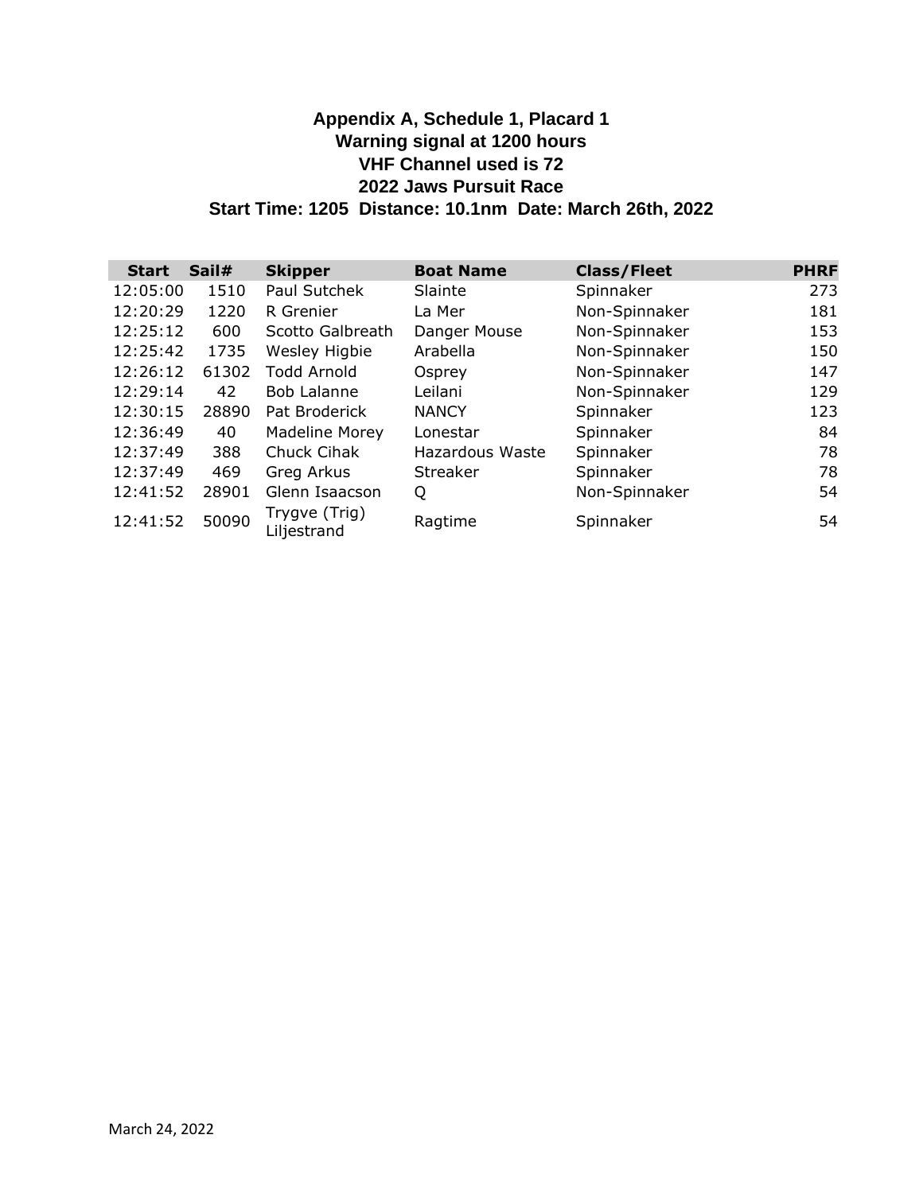**Appendix A, Schedule 1, Placard 1**
**Warning signal at 1200 hours**
**VHF Channel used is 72**
**2022 Jaws Pursuit Race**
**Start Time: 1205 Distance: 10.1nm Date: March 26th, 2022**

| Start | Sail# | Skipper | Boat Name | Class/Fleet | PHRF |
|---|---|---|---|---|---|
| 12:05:00 | 1510 | Paul Sutchek | Slainte | Spinnaker | 273 |
| 12:20:29 | 1220 | R Grenier | La Mer | Non-Spinnaker | 181 |
| 12:25:12 | 600 | Scotto Galbreath | Danger Mouse | Non-Spinnaker | 153 |
| 12:25:42 | 1735 | Wesley Higbie | Arabella | Non-Spinnaker | 150 |
| 12:26:12 | 61302 | Todd Arnold | Osprey | Non-Spinnaker | 147 |
| 12:29:14 | 42 | Bob Lalanne | Leilani | Non-Spinnaker | 129 |
| 12:30:15 | 28890 | Pat Broderick | NANCY | Spinnaker | 123 |
| 12:36:49 | 40 | Madeline Morey | Lonestar | Spinnaker | 84 |
| 12:37:49 | 388 | Chuck Cihak | Hazardous Waste | Spinnaker | 78 |
| 12:37:49 | 469 | Greg Arkus | Streaker | Spinnaker | 78 |
| 12:41:52 | 28901 | Glenn Isaacson | Q | Non-Spinnaker | 54 |
| 12:41:52 | 50090 | Trygve (Trig) Liljestrand | Ragtime | Spinnaker | 54 |

March 24, 2022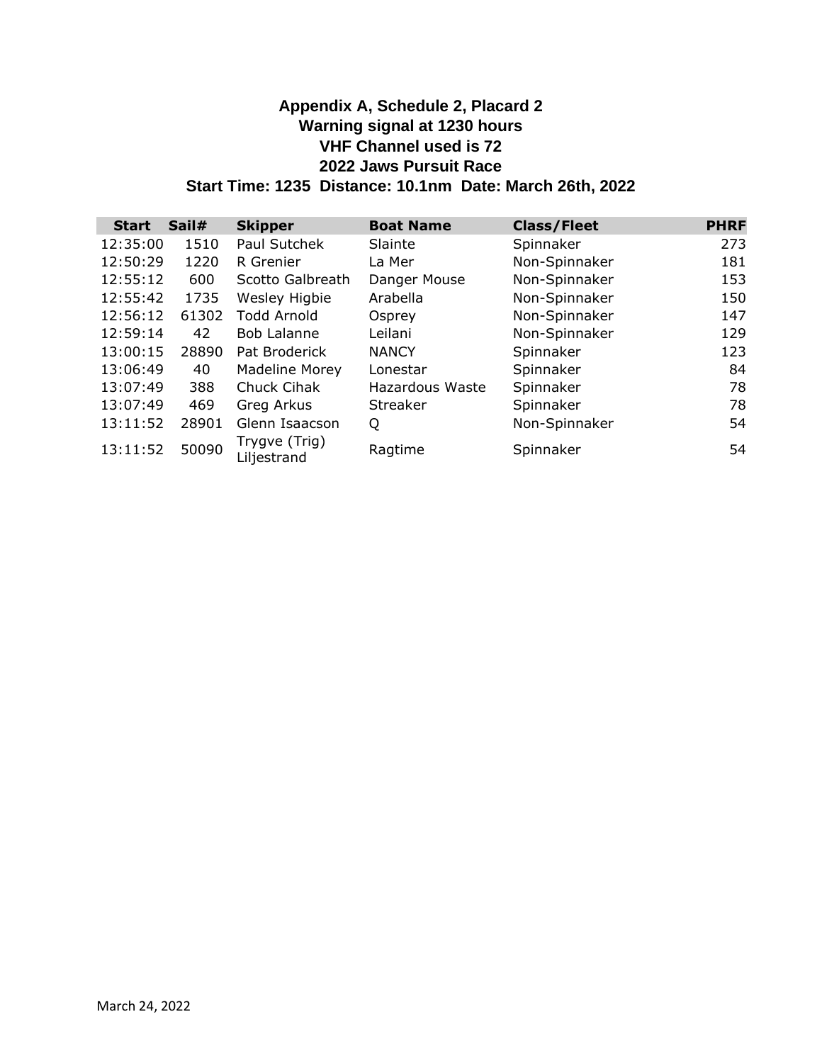**Appendix A, Schedule 2, Placard 2**
**Warning signal at 1230 hours**
**VHF Channel used is 72**
**2022 Jaws Pursuit Race**
**Start Time: 1235  Distance: 10.1nm  Date: March 26th, 2022**

| Start | Sail# | Skipper | Boat Name | Class/Fleet | PHRF |
|---|---|---|---|---|---|
| 12:35:00 | 1510 | Paul Sutchek | Slainte | Spinnaker | 273 |
| 12:50:29 | 1220 | R Grenier | La Mer | Non-Spinnaker | 181 |
| 12:55:12 | 600 | Scotto Galbreath | Danger Mouse | Non-Spinnaker | 153 |
| 12:55:42 | 1735 | Wesley Higbie | Arabella | Non-Spinnaker | 150 |
| 12:56:12 | 61302 | Todd Arnold | Osprey | Non-Spinnaker | 147 |
| 12:59:14 | 42 | Bob Lalanne | Leilani | Non-Spinnaker | 129 |
| 13:00:15 | 28890 | Pat Broderick | NANCY | Spinnaker | 123 |
| 13:06:49 | 40 | Madeline Morey | Lonestar | Spinnaker | 84 |
| 13:07:49 | 388 | Chuck Cihak | Hazardous Waste | Spinnaker | 78 |
| 13:07:49 | 469 | Greg Arkus | Streaker | Spinnaker | 78 |
| 13:11:52 | 28901 | Glenn Isaacson | Q | Non-Spinnaker | 54 |
| 13:11:52 | 50090 | Trygve (Trig) Liljestrand | Ragtime | Spinnaker | 54 |

March 24, 2022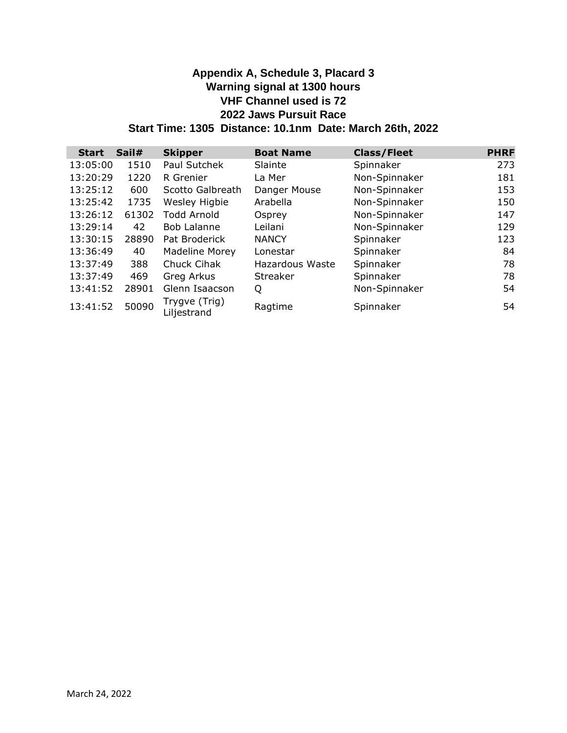**Appendix A, Schedule 3, Placard 3**
**Warning signal at 1300 hours**
**VHF Channel used is 72**
**2022 Jaws Pursuit Race**
**Start Time: 1305 Distance: 10.1nm Date: March 26th, 2022**

| Start | Sail# | Skipper | Boat Name | Class/Fleet | PHRF |
|---|---|---|---|---|---|
| 13:05:00 | 1510 | Paul Sutchek | Slainte | Spinnaker | 273 |
| 13:20:29 | 1220 | R Grenier | La Mer | Non-Spinnaker | 181 |
| 13:25:12 | 600 | Scotto Galbreath | Danger Mouse | Non-Spinnaker | 153 |
| 13:25:42 | 1735 | Wesley Higbie | Arabella | Non-Spinnaker | 150 |
| 13:26:12 | 61302 | Todd Arnold | Osprey | Non-Spinnaker | 147 |
| 13:29:14 | 42 | Bob Lalanne | Leilani | Non-Spinnaker | 129 |
| 13:30:15 | 28890 | Pat Broderick | NANCY | Spinnaker | 123 |
| 13:36:49 | 40 | Madeline Morey | Lonestar | Spinnaker | 84 |
| 13:37:49 | 388 | Chuck Cihak | Hazardous Waste | Spinnaker | 78 |
| 13:37:49 | 469 | Greg Arkus | Streaker | Spinnaker | 78 |
| 13:41:52 | 28901 | Glenn Isaacson | Q | Non-Spinnaker | 54 |
| 13:41:52 | 50090 | Trygve (Trig) Liljestrand | Ragtime | Spinnaker | 54 |

March 24, 2022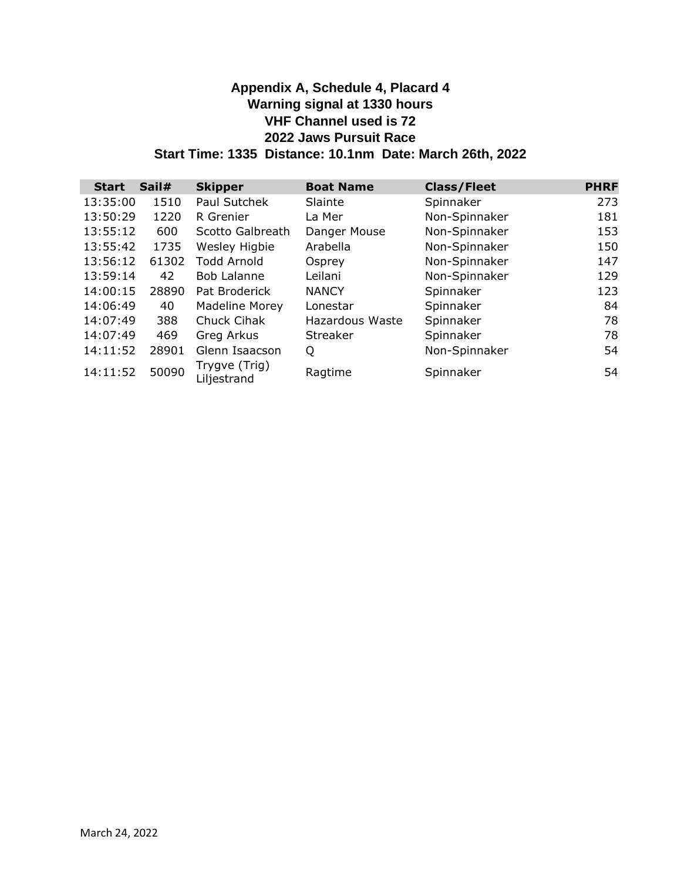**Appendix A, Schedule 4, Placard 4**
**Warning signal at 1330 hours**
**VHF Channel used is 72**
**2022 Jaws Pursuit Race**
**Start Time: 1335 Distance: 10.1nm Date: March 26th, 2022**

| Start | Sail# | Skipper | Boat Name | Class/Fleet | PHRF |
|---|---|---|---|---|---|
| 13:35:00 | 1510 | Paul Sutchek | Slainte | Spinnaker | 273 |
| 13:50:29 | 1220 | R Grenier | La Mer | Non-Spinnaker | 181 |
| 13:55:12 | 600 | Scotto Galbreath | Danger Mouse | Non-Spinnaker | 153 |
| 13:55:42 | 1735 | Wesley Higbie | Arabella | Non-Spinnaker | 150 |
| 13:56:12 | 61302 | Todd Arnold | Osprey | Non-Spinnaker | 147 |
| 13:59:14 | 42 | Bob Lalanne | Leilani | Non-Spinnaker | 129 |
| 14:00:15 | 28890 | Pat Broderick | NANCY | Spinnaker | 123 |
| 14:06:49 | 40 | Madeline Morey | Lonestar | Spinnaker | 84 |
| 14:07:49 | 388 | Chuck Cihak | Hazardous Waste | Spinnaker | 78 |
| 14:07:49 | 469 | Greg Arkus | Streaker | Spinnaker | 78 |
| 14:11:52 | 28901 | Glenn Isaacson | Q | Non-Spinnaker | 54 |
| 14:11:52 | 50090 | Trygve (Trig) Liljestrand | Ragtime | Spinnaker | 54 |

March 24, 2022